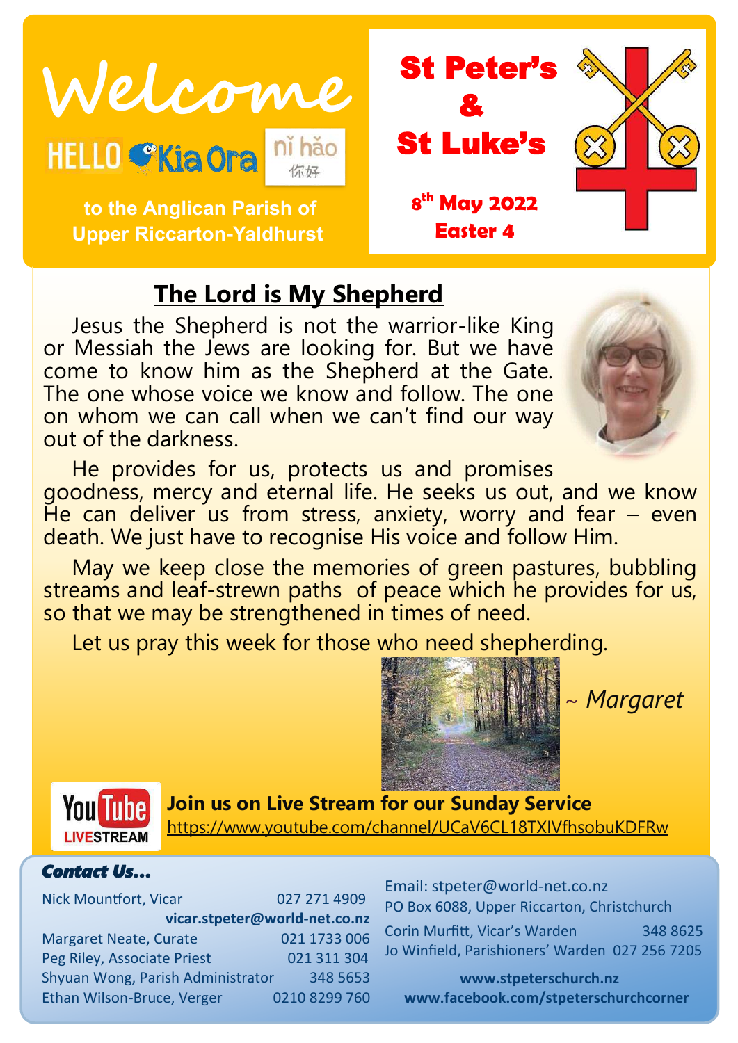# Welcome

HELLO Kia Ora nǐ hǎo 你好

**to the Anglican Parish of Upper Riccarton-Yaldhurst**

## St Peter's & St Luke's

**8th May 2022**
**Easter 4**

## The Lord is My Shepherd

Jesus the Shepherd is not the warrior-like King or Messiah the Jews are looking for. But we have come to know him as the Shepherd at the Gate. The one whose voice we know and follow. The one on whom we can call when we can't find our way out of the darkness.

He provides for us, protects us and promises goodness, mercy and eternal life. He seeks us out, and we know He can deliver us from stress, anxiety, worry and fear – even death. We just have to recognise His voice and follow Him.

May we keep close the memories of green pastures, bubbling streams and leaf-strewn paths of peace which he provides for us, so that we may be strengthened in times of need.

Let us pray this week for those who need shepherding.

~ *Margaret*

YouTube LIVESTREAM

**Join us on Live Stream for our Sunday Service**
https://www.youtube.com/channel/UCaV6CL18TXIVfhsobuKDFRw

### *Contact Us...*

Nick Mountfort, Vicar 027 271 4909
**vicar.stpeter@world-net.co.nz**
Margaret Neate, Curate 021 1733 006
Peg Riley, Associate Priest 021 311 304
Shyuan Wong, Parish Administrator 348 5653
Ethan Wilson-Bruce, Verger 0210 8299 760

Email: stpeter@world-net.co.nz
PO Box 6088, Upper Riccarton, Christchurch
Corin Murfitt, Vicar's Warden 348 8625
Jo Winfield, Parishioners' Warden 027 256 7205

**www.stpeterschurch.nz**
**www.facebook.com/stpeterschurchcorner**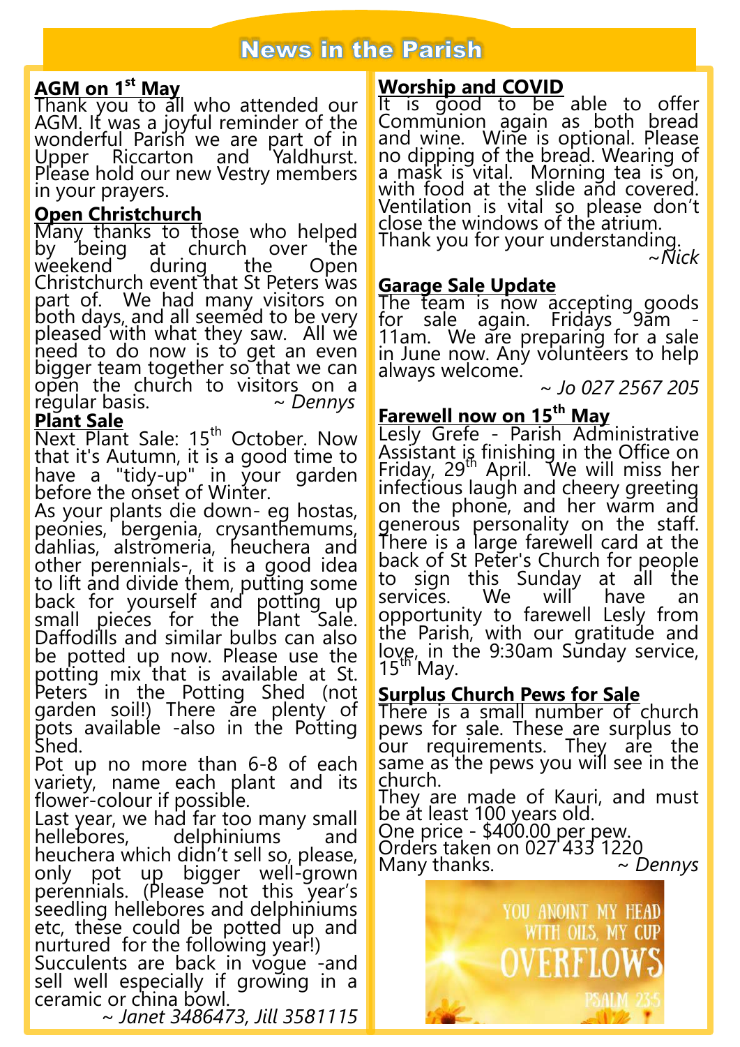# News in the Parish

## AGM on 1st May

Thank you to all who attended our AGM. It was a joyful reminder of the wonderful Parish we are part of in Upper Riccarton and Yaldhurst. Please hold our new Vestry members in your prayers.

## Open Christchurch

Many thanks to those who helped by being at church over the weekend during the Open Christchurch event that St Peters was part of. We had many visitors on both days, and all seemed to be very pleased with what they saw. All we need to do now is to get an even bigger team together so that we can open the church to visitors on a regular basis. *~ Dennys*

## Plant Sale

Next Plant Sale: 15th October. Now that it's Autumn, it is a good time to have a "tidy-up" in your garden before the onset of Winter.

As your plants die down- eg hostas, peonies, bergenia, crysanthemums, dahlias, alstromeria, heuchera and other perennials-, it is a good idea to lift and divide them, putting some back for yourself and potting up small pieces for the Plant Sale. Daffodills and similar bulbs can also be potted up now. Please use the potting mix that is available at St. Peters in the Potting Shed (not garden soil!) There are plenty of pots available -also in the Potting Shed.

Pot up no more than 6-8 of each variety, name each plant and its flower-colour if possible.

Last year, we had far too many small hellebores, delphiniums and heuchera which didn't sell so, please, only pot up bigger well-grown perennials. (Please not this year's seedling hellebores and delphiniums etc, these could be potted up and nurtured for the following year!)

Succulents are back in vogue -and sell well especially if growing in a ceramic or china bowl.

*~ Janet 3486473, Jill 3581115*

## Worship and COVID

It is good to be able to offer Communion again as both bread and wine. Wine is optional. Please no dipping of the bread. Wearing of a mask is vital. Morning tea is on, with food at the slide and covered. Ventilation is vital so please don't close the windows of the atrium.

Thank you for your understanding.

*~Nick*

## Garage Sale Update

The team is now accepting goods for sale again. Fridays 9am - 11am. We are preparing for a sale in June now. Any volunteers to help always welcome.

*~ Jo 027 2567 205*

## Farewell now on 15th May

Lesly Grefe - Parish Administrative Assistant is finishing in the Office on Friday, 29th April. We will miss her infectious laugh and cheery greeting on the phone, and her warm and generous personality on the staff. There is a large farewell card at the back of St Peter's Church for people to sign this Sunday at all the services. We will have an opportunity to farewell Lesly from the Parish, with our gratitude and love, in the 9:30am Sunday service, 15th May.

## Surplus Church Pews for Sale

There is a small number of church pews for sale. These are surplus to our requirements. They are the same as the pews you will see in the church.

They are made of Kauri, and must be at least 100 years old.

One price - $400.00 per pew.

Orders taken on 027 433 1220

Many thanks. *~ Dennys*

YOU ANOINT MY HEAD WITH OILS, MY CUP OVERFLOWS

PSALM 23:5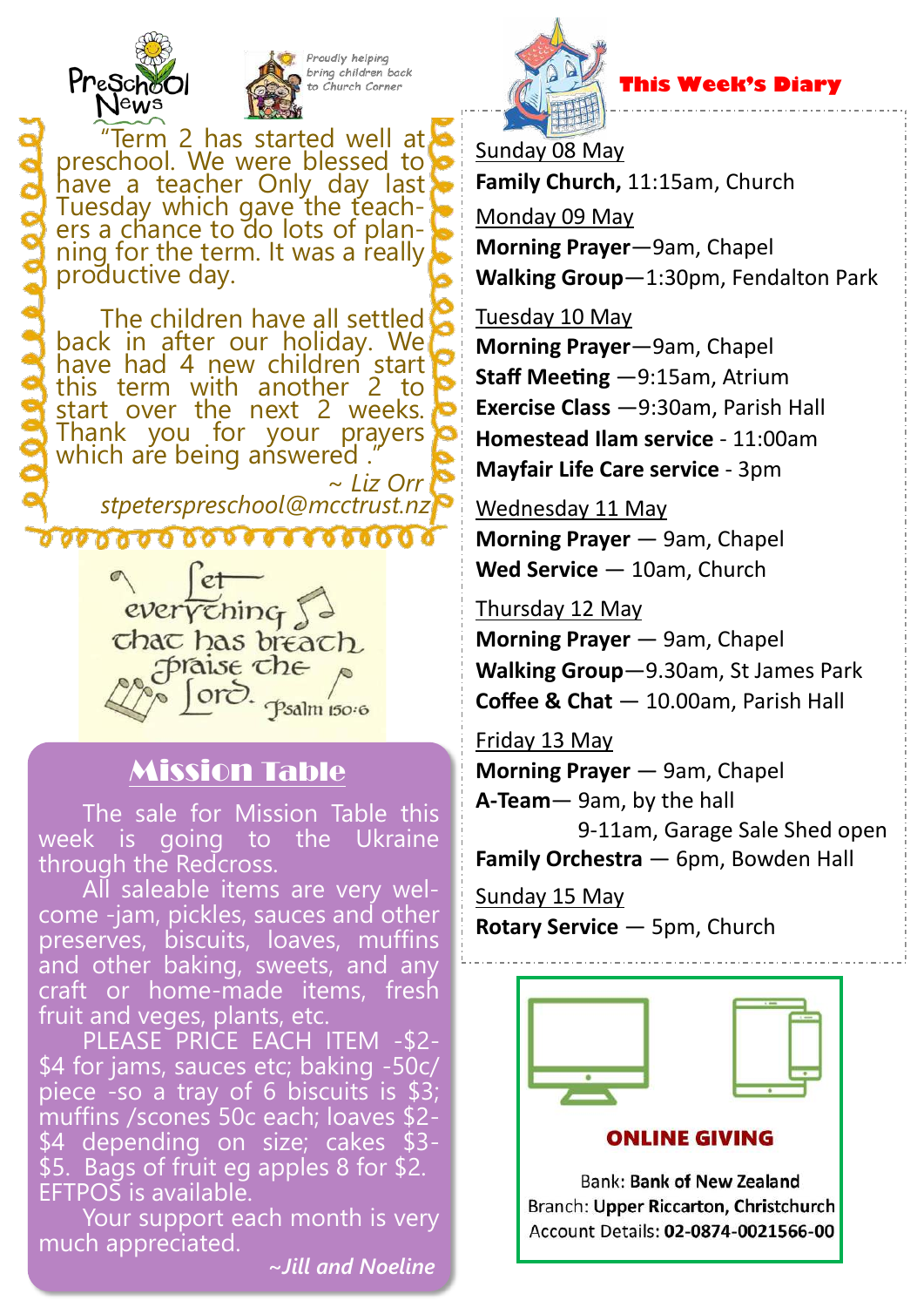Preschool News

*Proudly helping bring children back to Church Corner*

"Term 2 has started well at preschool. We were blessed to have a teacher Only day last Tuesday which gave the teachers a chance to do lots of planning for the term. It was a really productive day.

The children have all settled back in after our holiday. We have had 4 new children start this term with another 2 to start over the next 2 weeks. Thank you for your prayers which are being answered ."

*~ Liz Orr*
*stpeterspreschool@mcctrust.nz*

Let everything that has breath praise the Lord. Psalm 150:6

## Mission Table

The sale for Mission Table this week is going to the Ukraine through the Redcross.

All saleable items are very welcome -jam, pickles, sauces and other preserves, biscuits, loaves, muffins and other baking, sweets, and any craft or home-made items, fresh fruit and veges, plants, etc.

PLEASE PRICE EACH ITEM -$2-$4 for jams, sauces etc; baking -50c/ piece -so a tray of 6 biscuits is $3; muffins /scones 50c each; loaves $2-$4 depending on size; cakes $3-$5. Bags of fruit eg apples 8 for $2. EFTPOS is available.

Your support each month is very much appreciated.

*~Jill and Noeline*

## This Week's Diary

Sunday 08 May
**Family Church,** 11:15am, Church

Monday 09 May
**Morning Prayer**—9am, Chapel
**Walking Group**—1:30pm, Fendalton Park

Tuesday 10 May
**Morning Prayer**—9am, Chapel
**Staff Meeting** —9:15am, Atrium
**Exercise Class** —9:30am, Parish Hall
**Homestead Ilam service** - 11:00am
**Mayfair Life Care service** - 3pm

Wednesday 11 May
**Morning Prayer** — 9am, Chapel
**Wed Service** — 10am, Church

Thursday 12 May
**Morning Prayer** — 9am, Chapel
**Walking Group**—9.30am, St James Park
**Coffee & Chat** — 10.00am, Parish Hall

Friday 13 May
**Morning Prayer** — 9am, Chapel
**A-Team**— 9am, by the hall
9-11am, Garage Sale Shed open
**Family Orchestra** — 6pm, Bowden Hall

Sunday 15 May
**Rotary Service** — 5pm, Church

## ONLINE GIVING

Bank: **Bank of New Zealand**
Branch: **Upper Riccarton, Christchurch**
Account Details: **02-0874-0021566-00**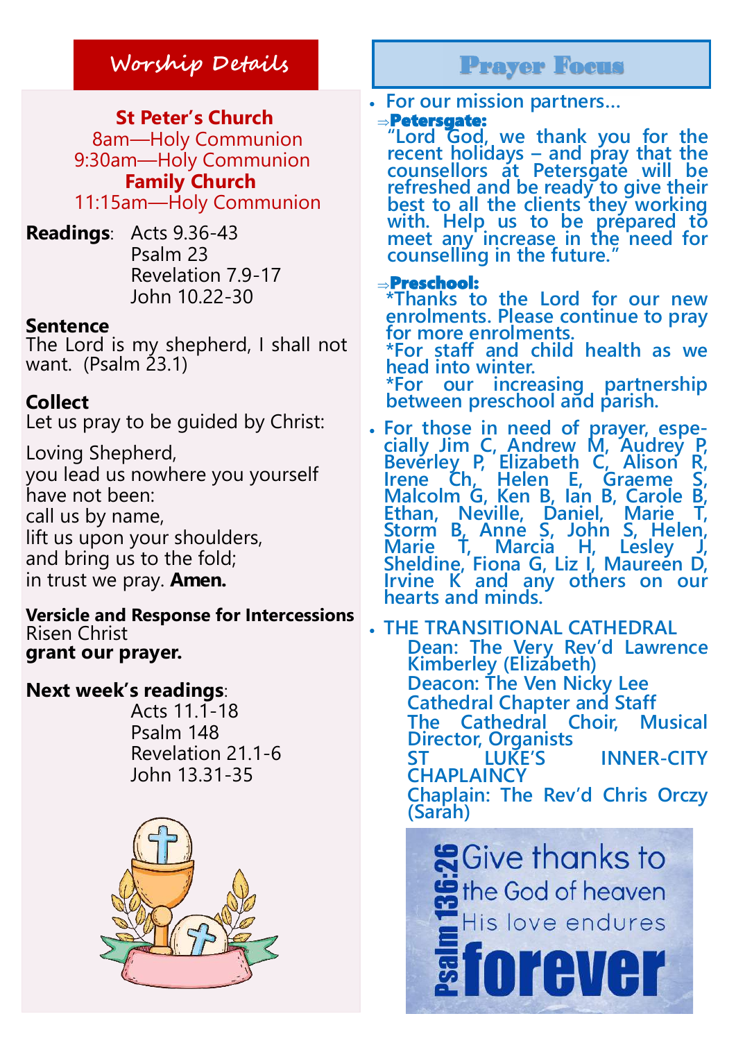## Worship Details

**St Peter's Church**
8am—Holy Communion
9:30am—Holy Communion
**Family Church**
11:15am—Holy Communion

**Readings**: Acts 9.36-43
Psalm 23
Revelation 7.9-17
John 10.22-30

**Sentence**
The Lord is my shepherd, I shall not want. (Psalm 23.1)

**Collect**
Let us pray to be guided by Christ:

Loving Shepherd,
you lead us nowhere you yourself
have not been:
call us by name,
lift us upon your shoulders,
and bring us to the fold;
in trust we pray. **Amen.**

**Versicle and Response for Intercessions**
Risen Christ
**grant our prayer.**

**Next week's readings**:
Acts 11.1-18
Psalm 148
Revelation 21.1-6
John 13.31-35

## Prayer Focus

- For our mission partners…
  - ⇒ **Petersgate:**
    "Lord God, we thank you for the recent holidays – and pray that the counsellors at Petersgate will be refreshed and be ready to give their best to all the clients they working with. Help us to be prepared to meet any increase in the need for counselling in the future."
  - ⇒ **Preschool:**
    *Thanks to the Lord for our new enrolments. Please continue to pray for more enrolments.
    *For staff and child health as we head into winter.
    *For our increasing partnership between preschool and parish.
- For those in need of prayer, especially Jim C, Andrew M, Audrey P, Beverley P, Elizabeth C, Alison R, Irene Ch, Helen E, Graeme S, Malcolm G, Ken B, Ian B, Carole B, Ethan, Neville, Daniel, Marie T, Storm B, Anne S, John S, Helen, Marie T, Marcia H, Lesley J, Sheldine, Fiona G, Liz I, Maureen D, Irvine K and any others on our hearts and minds.
- THE TRANSITIONAL CATHEDRAL
  Dean: The Very Rev'd Lawrence Kimberley (Elizabeth)
  Deacon: The Ven Nicky Lee
  Cathedral Chapter and Staff
  The Cathedral Choir, Musical Director, Organists
  ST LUKE'S INNER-CITY CHAPLAINCY
  Chaplain: The Rev'd Chris Orczy (Sarah)

Give thanks to the God of heaven His love endures forever
Psalm 136:26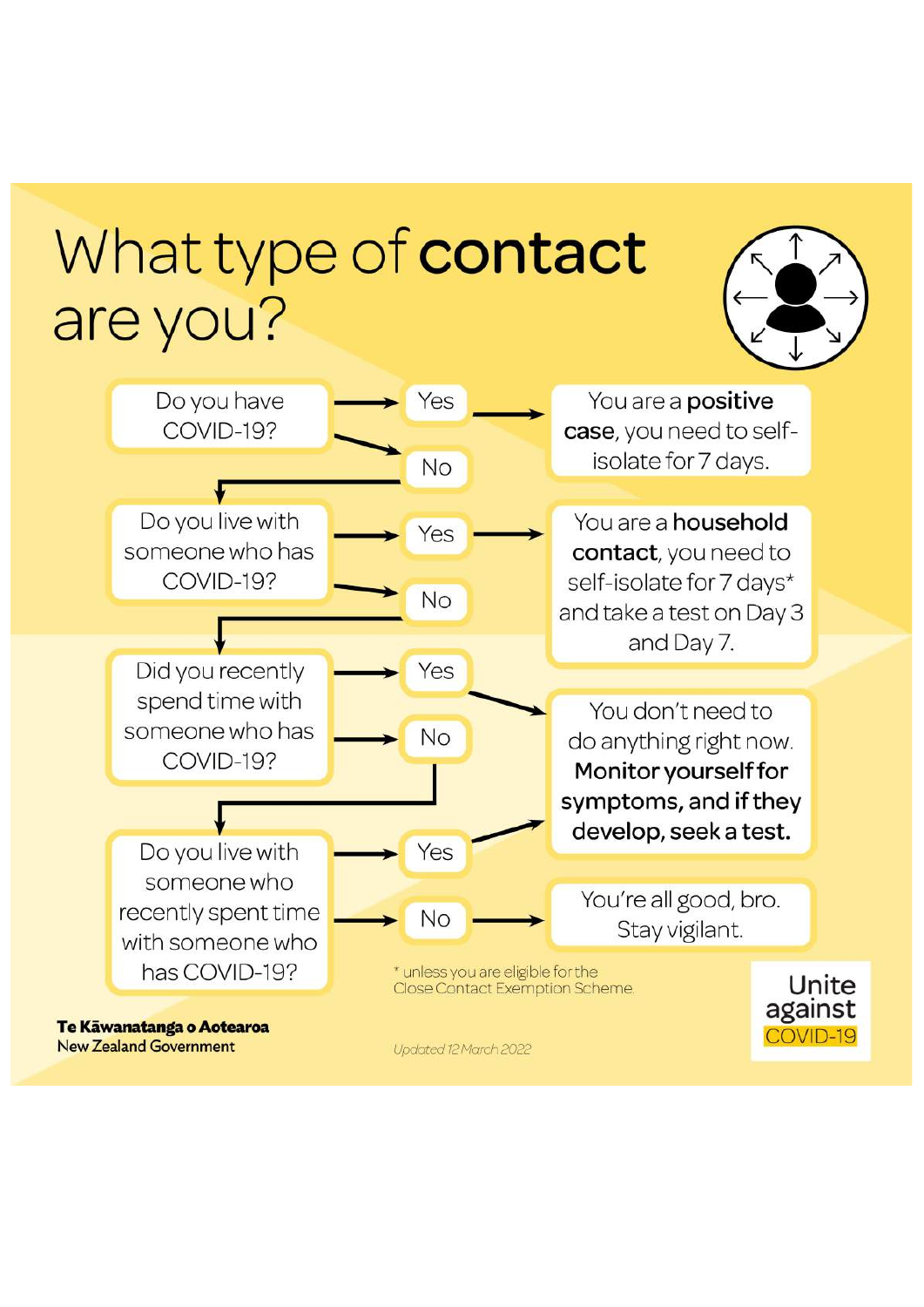# What type of **contact** are you?

Do you have COVID-19?

- Yes → You are a **positive case**, you need to self-isolate for 7 days.
- No ↓

Do you live with someone who has COVID-19?

- Yes → You are a **household contact**, you need to self-isolate for 7 days* and take a test on Day 3 and Day 7.
- No ↓

Did you recently spend time with someone who has COVID-19?

- Yes → You don't need to do anything right now. **Monitor yourself for symptoms, and if they develop, seek a test.**
- No ↓

Do you live with someone who recently spent time with someone who has COVID-19?

- Yes → You don't need to do anything right now. **Monitor yourself for symptoms, and if they develop, seek a test.**
- No → You're all good, bro. Stay vigilant.

\* unless you are eligible for the Close Contact Exemption Scheme.

**Te Kāwanatanga o Aotearoa**
New Zealand Government

*Updated 12 March 2022*

Unite against COVID-19